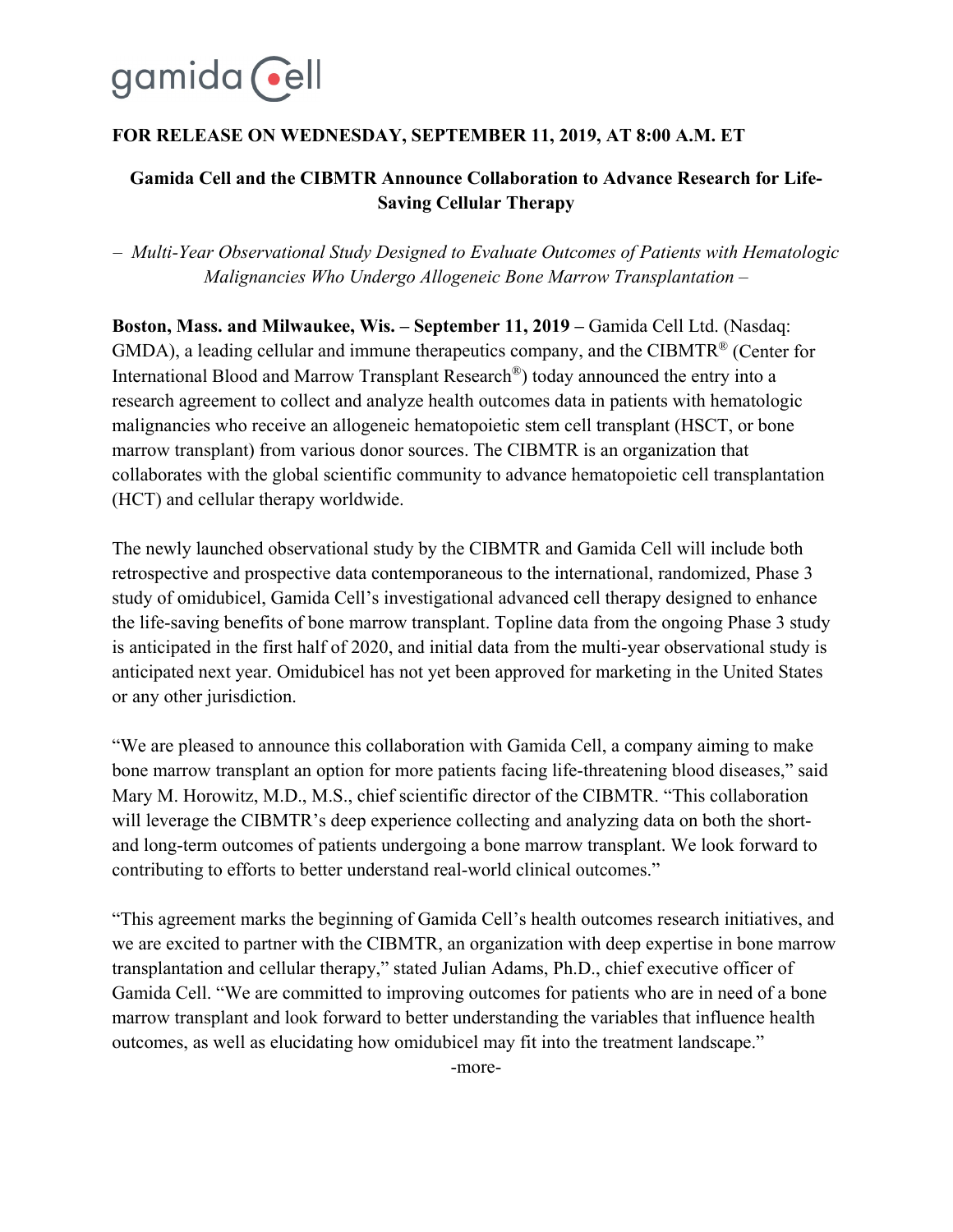gamida cell

**FOR RELEASE ON WEDNESDAY, SEPTEMBER 11, 2019, AT 8:00 A.M. ET**

## Gamida Cell and the CIBMTR Announce Collaboration to Advance Research for Life-Saving Cellular Therapy

*– Multi-Year Observational Study Designed to Evaluate Outcomes of Patients with Hematologic Malignancies Who Undergo Allogeneic Bone Marrow Transplantation –*

**Boston, Mass. and Milwaukee, Wis. – September 11, 2019 –** Gamida Cell Ltd. (Nasdaq: GMDA), a leading cellular and immune therapeutics company, and the CIBMTR® (Center for International Blood and Marrow Transplant Research®) today announced the entry into a research agreement to collect and analyze health outcomes data in patients with hematologic malignancies who receive an allogeneic hematopoietic stem cell transplant (HSCT, or bone marrow transplant) from various donor sources. The CIBMTR is an organization that collaborates with the global scientific community to advance hematopoietic cell transplantation (HCT) and cellular therapy worldwide.

The newly launched observational study by the CIBMTR and Gamida Cell will include both retrospective and prospective data contemporaneous to the international, randomized, Phase 3 study of omidubicel, Gamida Cell's investigational advanced cell therapy designed to enhance the life-saving benefits of bone marrow transplant. Topline data from the ongoing Phase 3 study is anticipated in the first half of 2020, and initial data from the multi-year observational study is anticipated next year. Omidubicel has not yet been approved for marketing in the United States or any other jurisdiction.

"We are pleased to announce this collaboration with Gamida Cell, a company aiming to make bone marrow transplant an option for more patients facing life-threatening blood diseases," said Mary M. Horowitz, M.D., M.S., chief scientific director of the CIBMTR. "This collaboration will leverage the CIBMTR's deep experience collecting and analyzing data on both the short- and long-term outcomes of patients undergoing a bone marrow transplant. We look forward to contributing to efforts to better understand real-world clinical outcomes."

"This agreement marks the beginning of Gamida Cell's health outcomes research initiatives, and we are excited to partner with the CIBMTR, an organization with deep expertise in bone marrow transplantation and cellular therapy," stated Julian Adams, Ph.D., chief executive officer of Gamida Cell. "We are committed to improving outcomes for patients who are in need of a bone marrow transplant and look forward to better understanding the variables that influence health outcomes, as well as elucidating how omidubicel may fit into the treatment landscape."

-more-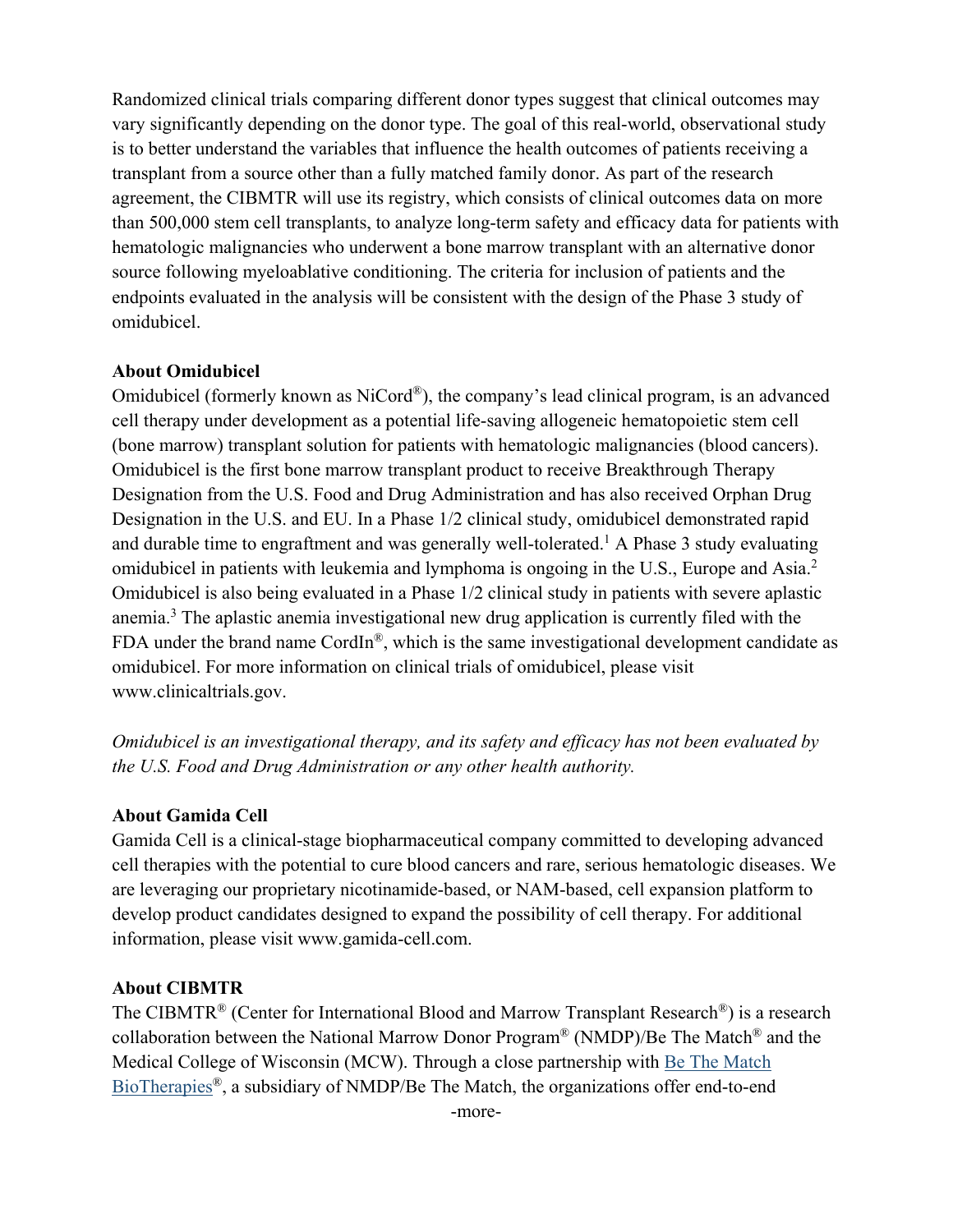Randomized clinical trials comparing different donor types suggest that clinical outcomes may vary significantly depending on the donor type. The goal of this real-world, observational study is to better understand the variables that influence the health outcomes of patients receiving a transplant from a source other than a fully matched family donor. As part of the research agreement, the CIBMTR will use its registry, which consists of clinical outcomes data on more than 500,000 stem cell transplants, to analyze long-term safety and efficacy data for patients with hematologic malignancies who underwent a bone marrow transplant with an alternative donor source following myeloablative conditioning. The criteria for inclusion of patients and the endpoints evaluated in the analysis will be consistent with the design of the Phase 3 study of omidubicel.

**About Omidubicel**

Omidubicel (formerly known as NiCord®), the company's lead clinical program, is an advanced cell therapy under development as a potential life-saving allogeneic hematopoietic stem cell (bone marrow) transplant solution for patients with hematologic malignancies (blood cancers). Omidubicel is the first bone marrow transplant product to receive Breakthrough Therapy Designation from the U.S. Food and Drug Administration and has also received Orphan Drug Designation in the U.S. and EU. In a Phase 1/2 clinical study, omidubicel demonstrated rapid and durable time to engraftment and was generally well-tolerated.[1] A Phase 3 study evaluating omidubicel in patients with leukemia and lymphoma is ongoing in the U.S., Europe and Asia.[2] Omidubicel is also being evaluated in a Phase 1/2 clinical study in patients with severe aplastic anemia.[3] The aplastic anemia investigational new drug application is currently filed with the FDA under the brand name CordIn®, which is the same investigational development candidate as omidubicel. For more information on clinical trials of omidubicel, please visit www.clinicaltrials.gov.

*Omidubicel is an investigational therapy, and its safety and efficacy has not been evaluated by the U.S. Food and Drug Administration or any other health authority.*

**About Gamida Cell**

Gamida Cell is a clinical-stage biopharmaceutical company committed to developing advanced cell therapies with the potential to cure blood cancers and rare, serious hematologic diseases. We are leveraging our proprietary nicotinamide-based, or NAM-based, cell expansion platform to develop product candidates designed to expand the possibility of cell therapy. For additional information, please visit www.gamida-cell.com.

**About CIBMTR**

The CIBMTR® (Center for International Blood and Marrow Transplant Research®) is a research collaboration between the National Marrow Donor Program® (NMDP)/Be The Match® and the Medical College of Wisconsin (MCW). Through a close partnership with Be The Match BioTherapies®, a subsidiary of NMDP/Be The Match, the organizations offer end-to-end

-more-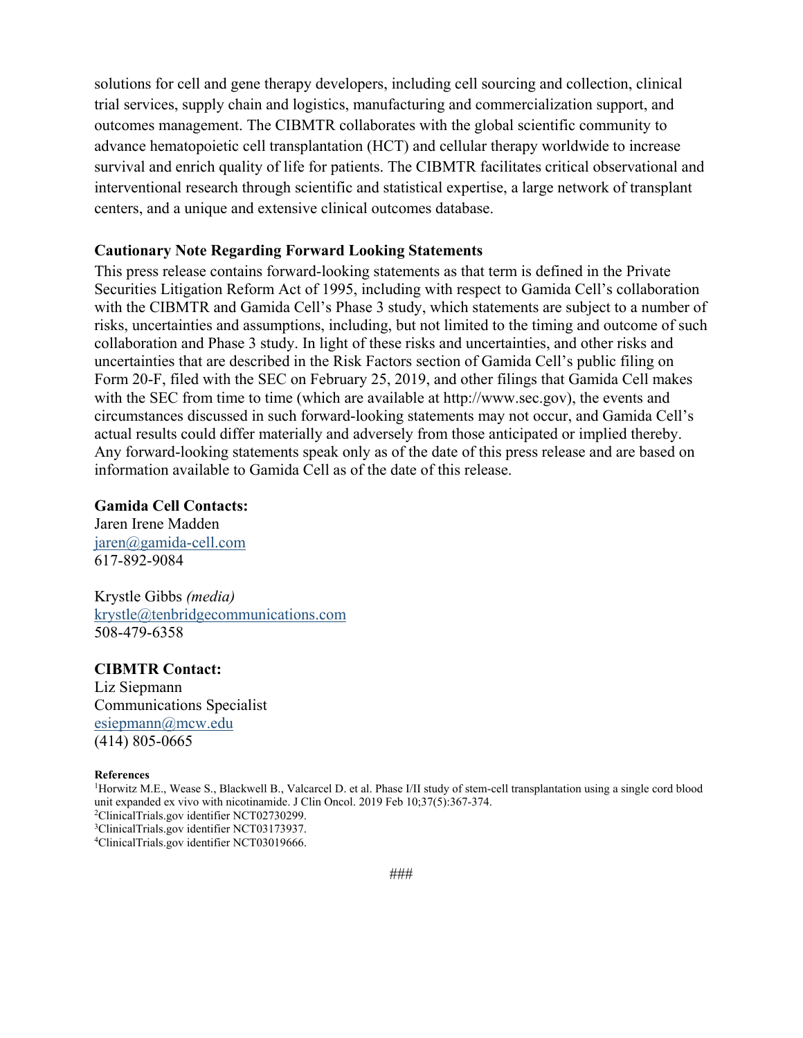solutions for cell and gene therapy developers, including cell sourcing and collection, clinical trial services, supply chain and logistics, manufacturing and commercialization support, and outcomes management. The CIBMTR collaborates with the global scientific community to advance hematopoietic cell transplantation (HCT) and cellular therapy worldwide to increase survival and enrich quality of life for patients. The CIBMTR facilitates critical observational and interventional research through scientific and statistical expertise, a large network of transplant centers, and a unique and extensive clinical outcomes database.

**Cautionary Note Regarding Forward Looking Statements**

This press release contains forward-looking statements as that term is defined in the Private Securities Litigation Reform Act of 1995, including with respect to Gamida Cell's collaboration with the CIBMTR and Gamida Cell's Phase 3 study, which statements are subject to a number of risks, uncertainties and assumptions, including, but not limited to the timing and outcome of such collaboration and Phase 3 study. In light of these risks and uncertainties, and other risks and uncertainties that are described in the Risk Factors section of Gamida Cell's public filing on Form 20-F, filed with the SEC on February 25, 2019, and other filings that Gamida Cell makes with the SEC from time to time (which are available at http://www.sec.gov), the events and circumstances discussed in such forward-looking statements may not occur, and Gamida Cell's actual results could differ materially and adversely from those anticipated or implied thereby. Any forward-looking statements speak only as of the date of this press release and are based on information available to Gamida Cell as of the date of this release.

**Gamida Cell Contacts:**

Jaren Irene Madden
jaren@gamida-cell.com
617-892-9084

Krystle Gibbs *(media)*
krystle@tenbridgecommunications.com
508-479-6358

**CIBMTR Contact:**

Liz Siepmann
Communications Specialist
esiepmann@mcw.edu
(414) 805-0665

**References**

[1]Horwitz M.E., Wease S., Blackwell B., Valcarcel D. et al. Phase I/II study of stem-cell transplantation using a single cord blood unit expanded ex vivo with nicotinamide. J Clin Oncol. 2019 Feb 10;37(5):367-374.
[2]ClinicalTrials.gov identifier NCT02730299.
[3]ClinicalTrials.gov identifier NCT03173937.
[4]ClinicalTrials.gov identifier NCT03019666.

###